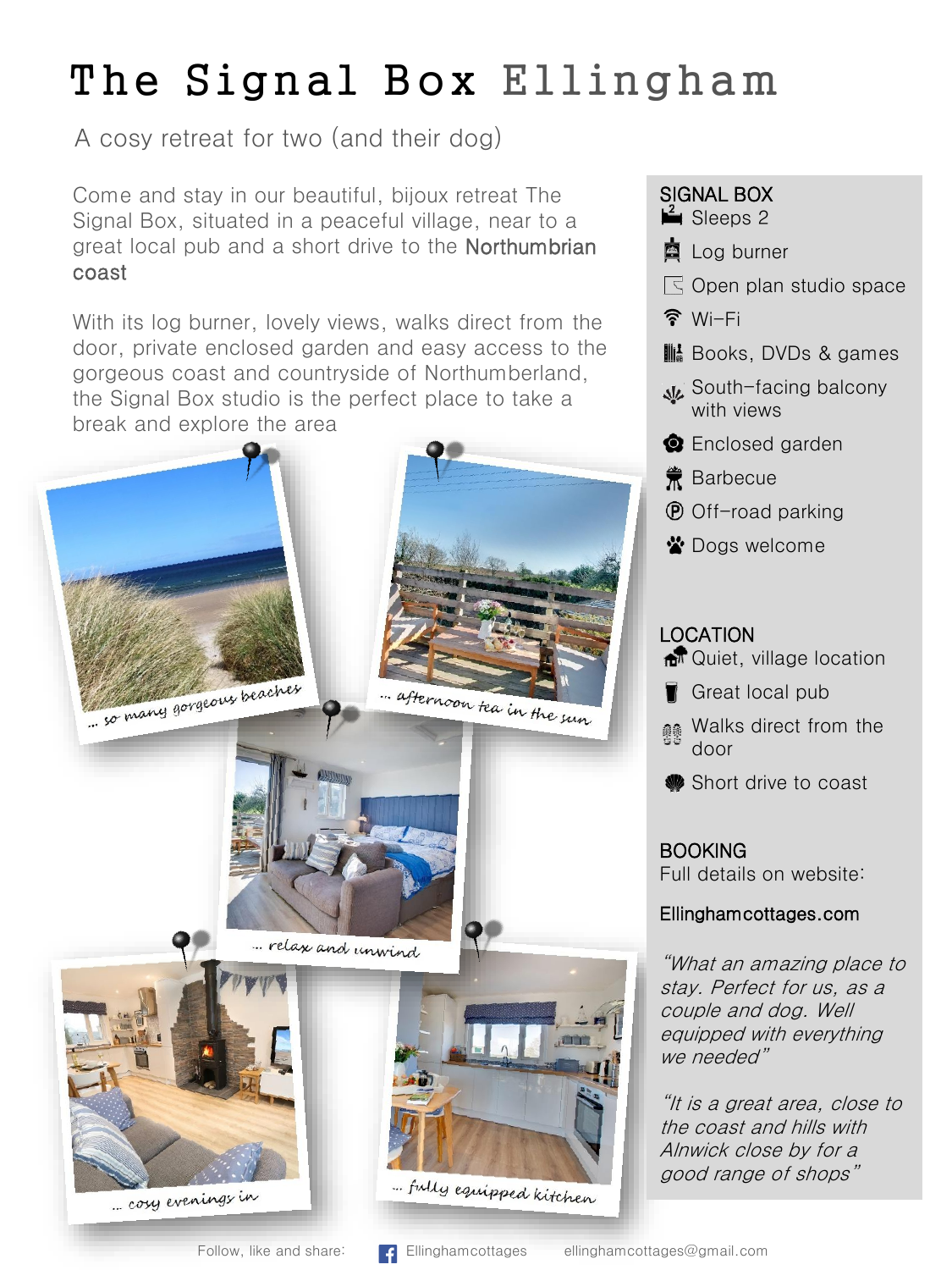# The Signal Box Ellingham

A cosy retreat for two (and their dog)

Come and stay in our beautiful, bijoux retreat The Signal Box, situated in a peaceful village, near to a great local pub and a short drive to the **Northumbrian coast**

With its log burner, lovely views, walks direct from the door, private enclosed garden and easy access to the gorgeous coast and countryside of Northumberland, the Signal Box studio is the perfect place to take a break and explore the area

... so many gorgeous beaches

... afternoon tea in the sun

... relax and unwind

... cosy evenings in

... fully equipped kitchen

## SIGNAL BOX

- Sleeps 2
- Log burner
- Open plan studio space
- Wi-Fi
- Books, DVDs & games
- South-facing balcony with views
- Enclosed garden
- Barbecue
- Off-road parking
- Dogs welcome

## LOCATION

- Quiet, village location
- Great local pub
- Walks direct from the door
- Short drive to coast

## BOOKING

Full details on website:

**Ellinghamcottages.com**

*"What an amazing place to stay. Perfect for us, as a couple and dog. Well equipped with everything we needed"*

*"It is a great area, close to the coast and hills with Alnwick close by for a good range of shops"*

Follow, like and share: Ellinghamcottages ellinghamcottages@gmail.com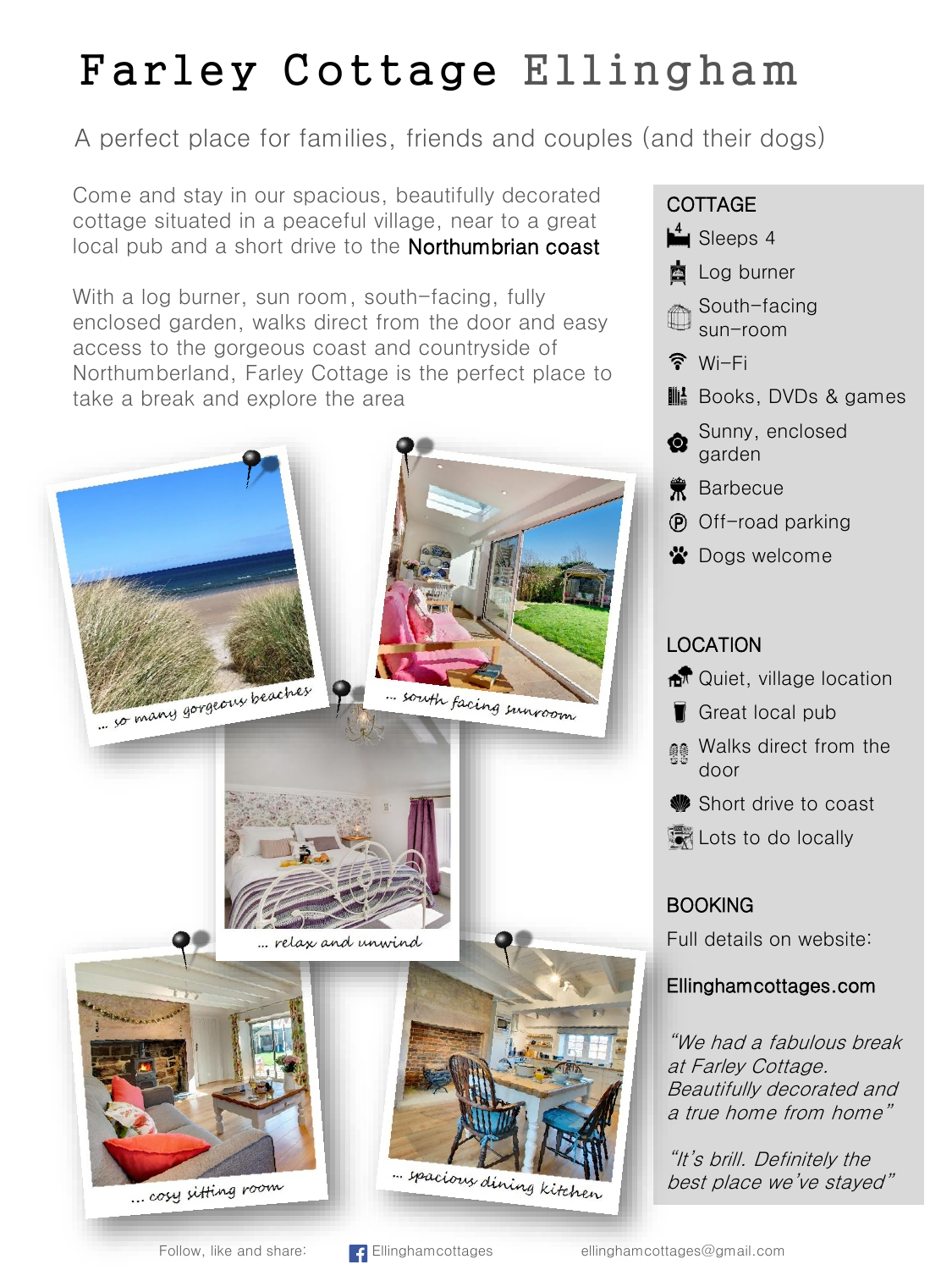# Farley Cottage Ellingham

A perfect place for families, friends and couples (and their dogs)

Come and stay in our spacious, beautifully decorated cottage situated in a peaceful village, near to a great local pub and a short drive to the Northumbrian coast

With a log burner, sun room, south-facing, fully enclosed garden, walks direct from the door and easy access to the gorgeous coast and countryside of Northumberland, Farley Cottage is the perfect place to take a break and explore the area

... so many gorgeous beaches

... south facing sunroom

... relax and unwind

... cosy sitting room

... spacious dining kitchen

## COTTAGE

- Sleeps 4
- Log burner
- South-facing sun-room
- Wi-Fi
- Books, DVDs & games
- Sunny, enclosed garden
- Barbecue
- Off-road parking
- Dogs welcome

## LOCATION

- Quiet, village location
- Great local pub
- Walks direct from the door
- Short drive to coast
- Lots to do locally

## BOOKING

Full details on website:

Ellinghamcottages.com

*"We had a fabulous break at Farley Cottage. Beautifully decorated and a true home from home"*

*"It's brill. Definitely the best place we've stayed"*

Follow, like and share: Ellinghamcottages ellinghamcottages@gmail.com